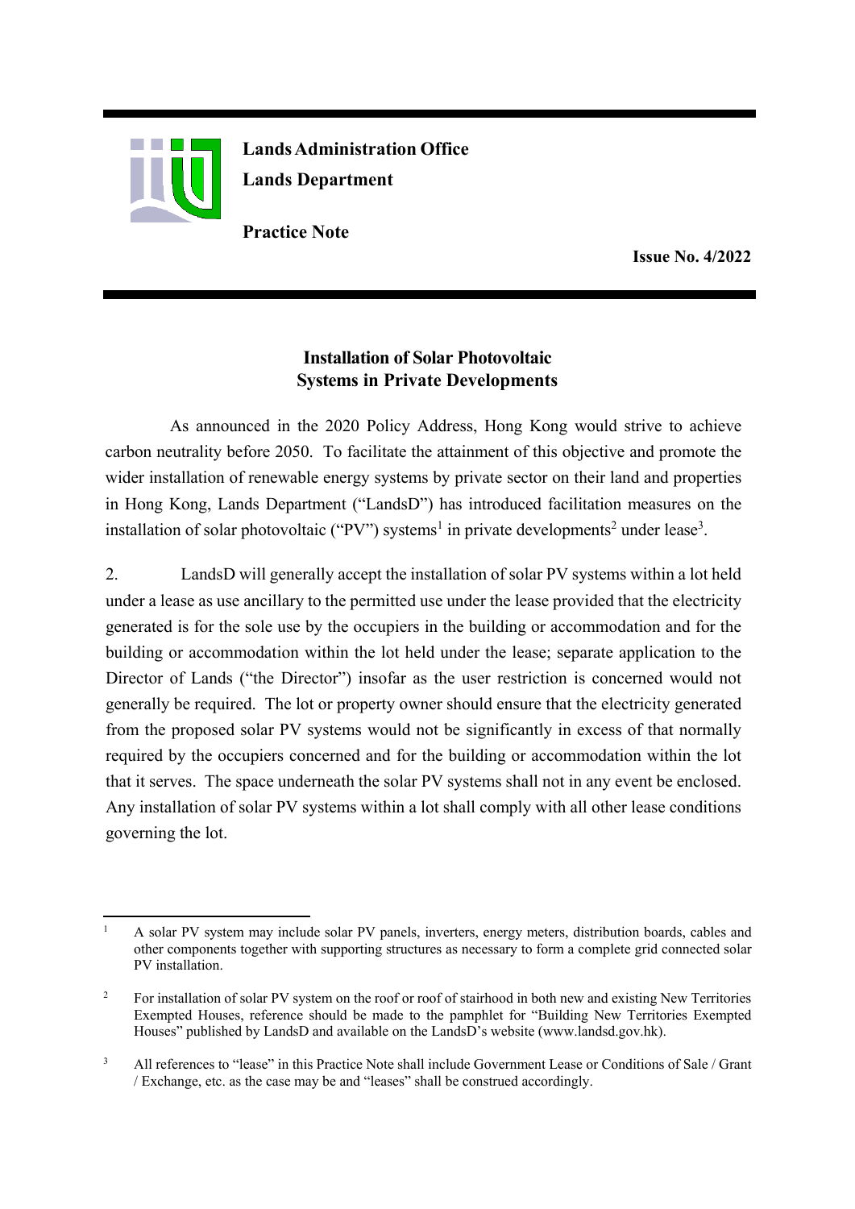**Lands Administration Office**

**Lands Department**

**Practice Note**

**Issue No. 4/2022**

## Installation of Solar Photovoltaic Systems in Private Developments

As announced in the 2020 Policy Address, Hong Kong would strive to achieve carbon neutrality before 2050. To facilitate the attainment of this objective and promote the wider installation of renewable energy systems by private sector on their land and properties in Hong Kong, Lands Department ("LandsD") has introduced facilitation measures on the installation of solar photovoltaic ("PV") systems[1] in private developments[2] under lease[3].

2. LandsD will generally accept the installation of solar PV systems within a lot held under a lease as use ancillary to the permitted use under the lease provided that the electricity generated is for the sole use by the occupiers in the building or accommodation and for the building or accommodation within the lot held under the lease; separate application to the Director of Lands ("the Director") insofar as the user restriction is concerned would not generally be required. The lot or property owner should ensure that the electricity generated from the proposed solar PV systems would not be significantly in excess of that normally required by the occupiers concerned and for the building or accommodation within the lot that it serves. The space underneath the solar PV systems shall not in any event be enclosed. Any installation of solar PV systems within a lot shall comply with all other lease conditions governing the lot.

---

[1] A solar PV system may include solar PV panels, inverters, energy meters, distribution boards, cables and other components together with supporting structures as necessary to form a complete grid connected solar PV installation.

[2] For installation of solar PV system on the roof or roof of stairhood in both new and existing New Territories Exempted Houses, reference should be made to the pamphlet for "Building New Territories Exempted Houses" published by LandsD and available on the LandsD's website (www.landsd.gov.hk).

[3] All references to "lease" in this Practice Note shall include Government Lease or Conditions of Sale / Grant / Exchange, etc. as the case may be and "leases" shall be construed accordingly.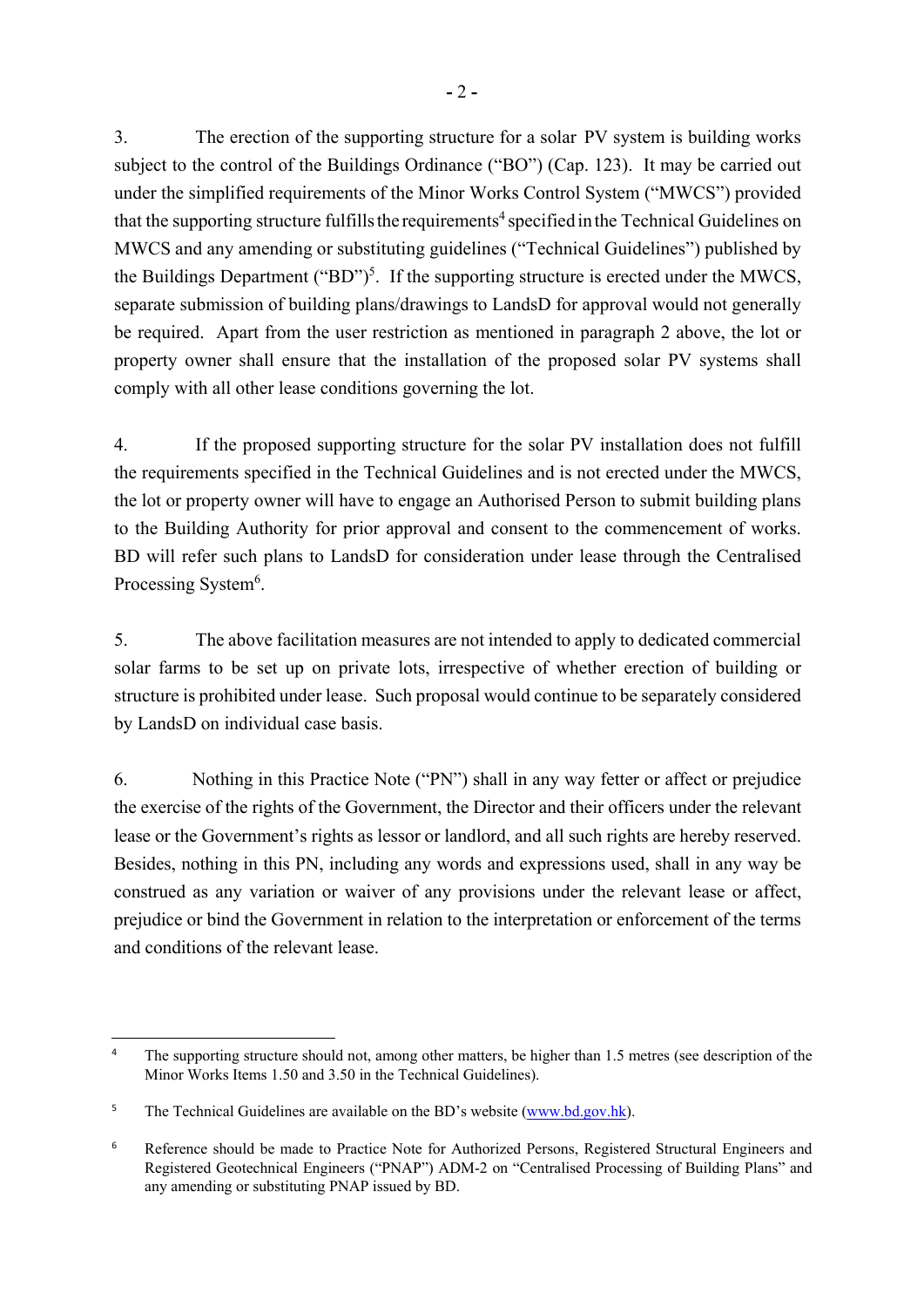3. The erection of the supporting structure for a solar PV system is building works subject to the control of the Buildings Ordinance ("BO") (Cap. 123). It may be carried out under the simplified requirements of the Minor Works Control System ("MWCS") provided that the supporting structure fulfills the requirements[4] specified in the Technical Guidelines on MWCS and any amending or substituting guidelines ("Technical Guidelines") published by the Buildings Department ("BD")[5]. If the supporting structure is erected under the MWCS, separate submission of building plans/drawings to LandsD for approval would not generally be required. Apart from the user restriction as mentioned in paragraph 2 above, the lot or property owner shall ensure that the installation of the proposed solar PV systems shall comply with all other lease conditions governing the lot.

4. If the proposed supporting structure for the solar PV installation does not fulfill the requirements specified in the Technical Guidelines and is not erected under the MWCS, the lot or property owner will have to engage an Authorised Person to submit building plans to the Building Authority for prior approval and consent to the commencement of works. BD will refer such plans to LandsD for consideration under lease through the Centralised Processing System[6].

5. The above facilitation measures are not intended to apply to dedicated commercial solar farms to be set up on private lots, irrespective of whether erection of building or structure is prohibited under lease. Such proposal would continue to be separately considered by LandsD on individual case basis.

6. Nothing in this Practice Note ("PN") shall in any way fetter or affect or prejudice the exercise of the rights of the Government, the Director and their officers under the relevant lease or the Government's rights as lessor or landlord, and all such rights are hereby reserved. Besides, nothing in this PN, including any words and expressions used, shall in any way be construed as any variation or waiver of any provisions under the relevant lease or affect, prejudice or bind the Government in relation to the interpretation or enforcement of the terms and conditions of the relevant lease.

---

[4] The supporting structure should not, among other matters, be higher than 1.5 metres (see description of the Minor Works Items 1.50 and 3.50 in the Technical Guidelines).

[5] The Technical Guidelines are available on the BD's website (www.bd.gov.hk).

[6] Reference should be made to Practice Note for Authorized Persons, Registered Structural Engineers and Registered Geotechnical Engineers ("PNAP") ADM-2 on "Centralised Processing of Building Plans" and any amending or substituting PNAP issued by BD.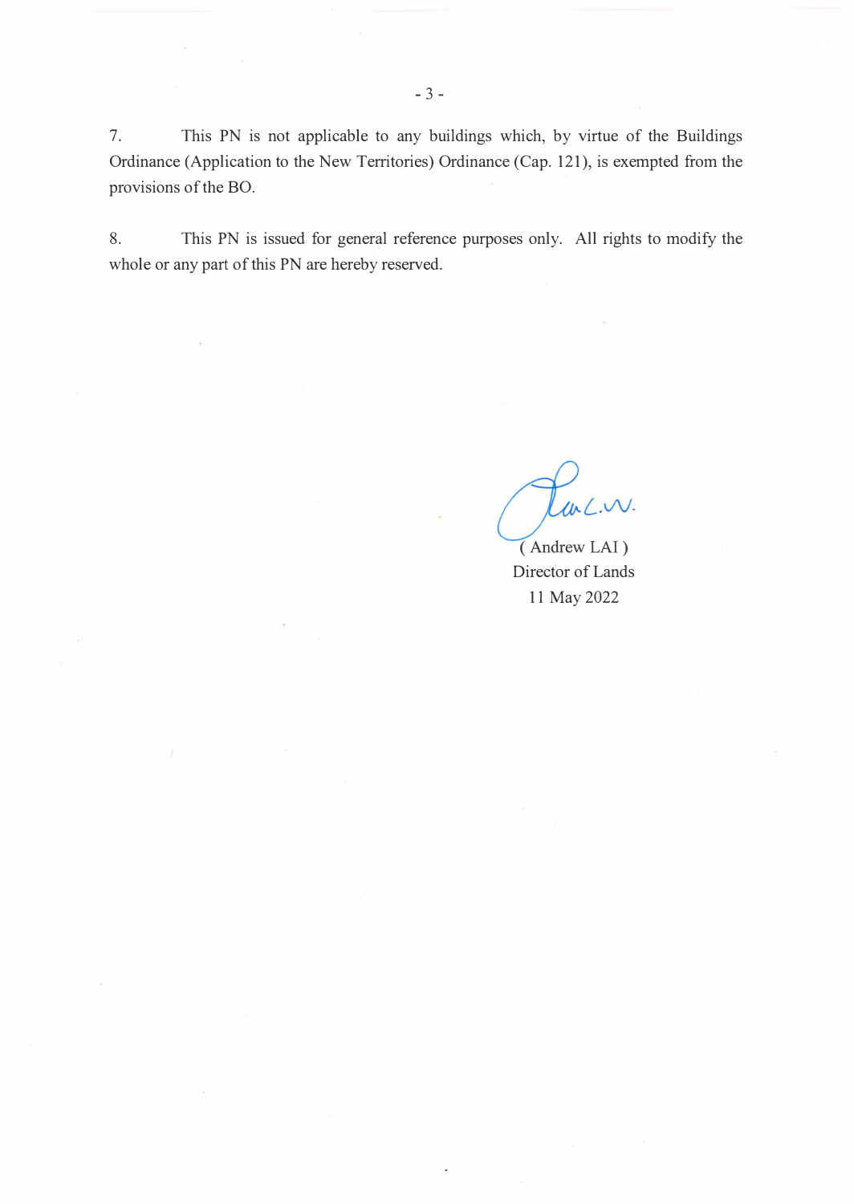7. This PN is not applicable to any buildings which, by virtue of the Buildings Ordinance (Application to the New Territories) Ordinance (Cap. 121), is exempted from the provisions of the BO.

8. This PN is issued for general reference purposes only. All rights to modify the whole or any part of this PN are hereby reserved.

( Andrew LAI )
Director of Lands
11 May 2022